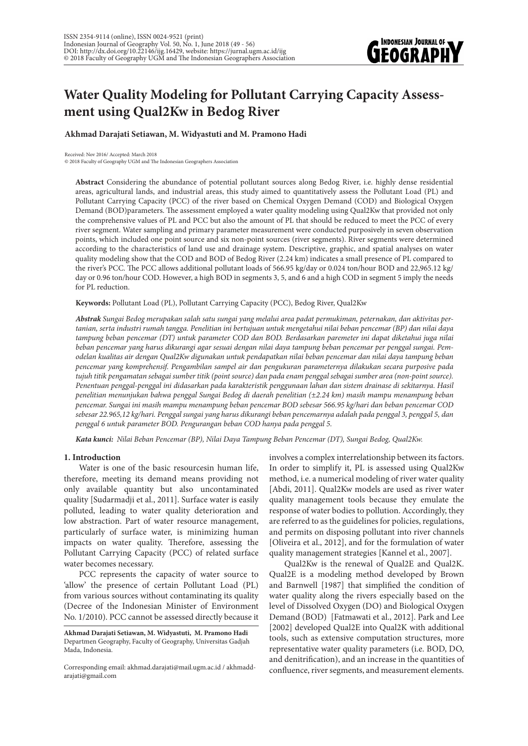# Water Quality Modeling for Pollutant Carrying Capacity Assessment using Qual2Kw in Bedog River

**Akhmad Darajati Setiawan, M. Widyastuti and M. Pramono Hadi**

Received: Nov 2016/ Accepted: March 2018
© 2018 Faculty of Geography UGM and The Indonesian Geographers Association

**Abstract** Considering the abundance of potential pollutant sources along Bedog River, i.e. highly dense residential areas, agricultural lands, and industrial areas, this study aimed to quantitatively assess the Pollutant Load (PL) and Pollutant Carrying Capacity (PCC) of the river based on Chemical Oxygen Demand (COD) and Biological Oxygen Demand (BOD)parameters. The assessment employed a water quality modeling using Qual2Kw that provided not only the comprehensive values of PL and PCC but also the amount of PL that should be reduced to meet the PCC of every river segment. Water sampling and primary parameter measurement were conducted purposively in seven observation points, which included one point source and six non-point sources (river segments). River segments were determined according to the characteristics of land use and drainage system. Descriptive, graphic, and spatial analyses on water quality modeling show that the COD and BOD of Bedog River (2.24 km) indicates a small presence of PL compared to the river's PCC. The PCC allows additional pollutant loads of 566.95 kg/day or 0.024 ton/hour BOD and 22,965.12 kg/day or 0.96 ton/hour COD. However, a high BOD in segments 3, 5, and 6 and a high COD in segment 5 imply the needs for PL reduction.

**Keywords:** Pollutant Load (PL), Pollutant Carrying Capacity (PCC), Bedog River, Qual2Kw

***Abstrak*** *Sungai Bedog merupakan salah satu sungai yang melalui area padat permukiman, peternakan, dan aktivitas pertanian, serta industri rumah tangga. Penelitian ini bertujuan untuk mengetahui nilai beban pencemar (BP) dan nilai daya tampung beban pencemar (DT) untuk parameter COD dan BOD. Berdasarkan paremeter ini dapat diketahui juga nilai beban pencemar yang harus dikurangi agar sesuai dengan nilai daya tampung beban pencemar per penggal sungai. Pemodelan kualitas air dengan Qual2Kw digunakan untuk pendapatkan nilai beban pencemar dan nilai daya tampung beban pencemar yang komprehensif. Pengambilan sampel air dan pengukuran parameternya dilakukan secara purposive pada tujuh titik pengamatan sebagai sumber titik (point source) dan pada enam penggal sebagai sumber area (non-point source). Penentuan penggal-penggal ini didasarkan pada karakteristik penggunaan lahan dan sistem drainase di sekitarnya. Hasil penelitian menunjukan bahwa penggal Sungai Bedog di daerah penelitian (±2.24 km) masih mampu menampung beban pencemar. Sungai ini masih mampu menampung beban pencemar BOD sebesar 566.95 kg/hari dan beban pencemar COD sebesar 22.965,12 kg/hari. Penggal sungai yang harus dikurangi beban pencemarnya adalah pada penggal 3, penggal 5, dan penggal 6 untuk parameter BOD. Pengurangan beban COD hanya pada penggal 5.*

***Kata kunci:*** *Nilai Beban Pencemar (BP), Nilai Daya Tampung Beban Pencemar (DT), Sungai Bedog, Qual2Kw.*

## 1. Introduction

Water is one of the basic resourcesin human life, therefore, meeting its demand means providing not only available quantity but also uncontaminated quality [Sudarmadji et al., 2011]. Surface water is easily polluted, leading to water quality deterioration and low abstraction. Part of water resource management, particularly of surface water, is minimizing human impacts on water quality. Therefore, assessing the Pollutant Carrying Capacity (PCC) of related surface water becomes necessary.

PCC represents the capacity of water source to 'allow' the presence of certain Pollutant Load (PL) from various sources without contaminating its quality (Decree of the Indonesian Minister of Environment No. 1/2010). PCC cannot be assessed directly because it involves a complex interrelationship between its factors. In order to simplify it, PL is assessed using Qual2Kw method, i.e. a numerical modeling of river water quality [Abdi, 2011]. Qual2Kw models are used as river water quality management tools because they emulate the response of water bodies to pollution. Accordingly, they are referred to as the guidelines for policies, regulations, and permits on disposing pollutant into river channels [Oliveira et al., 2012], and for the formulation of water quality management strategies [Kannel et al., 2007].

Qual2Kw is the renewal of Qual2E and Qual2K. Qual2E is a modeling method developed by Brown and Barnwell [1987] that simplified the condition of water quality along the rivers especially based on the level of Dissolved Oxygen (DO) and Biological Oxygen Demand (BOD) [Fatmawati et al., 2012]. Park and Lee [2002] developed Qual2E into Qual2K with additional tools, such as extensive computation structures, more representative water quality parameters (i.e. BOD, DO, and denitrification), and an increase in the quantities of confluence, river segments, and measurement elements.

**Akhmad Darajati Setiawan, M. Widyastuti, M. Pramono Hadi**
Departmen Geography, Faculty of Geography, Universitas Gadjah Mada, Indonesia.

Corresponding email: akhmad.darajati@mail.ugm.ac.id / akhmaddarajati@gmail.com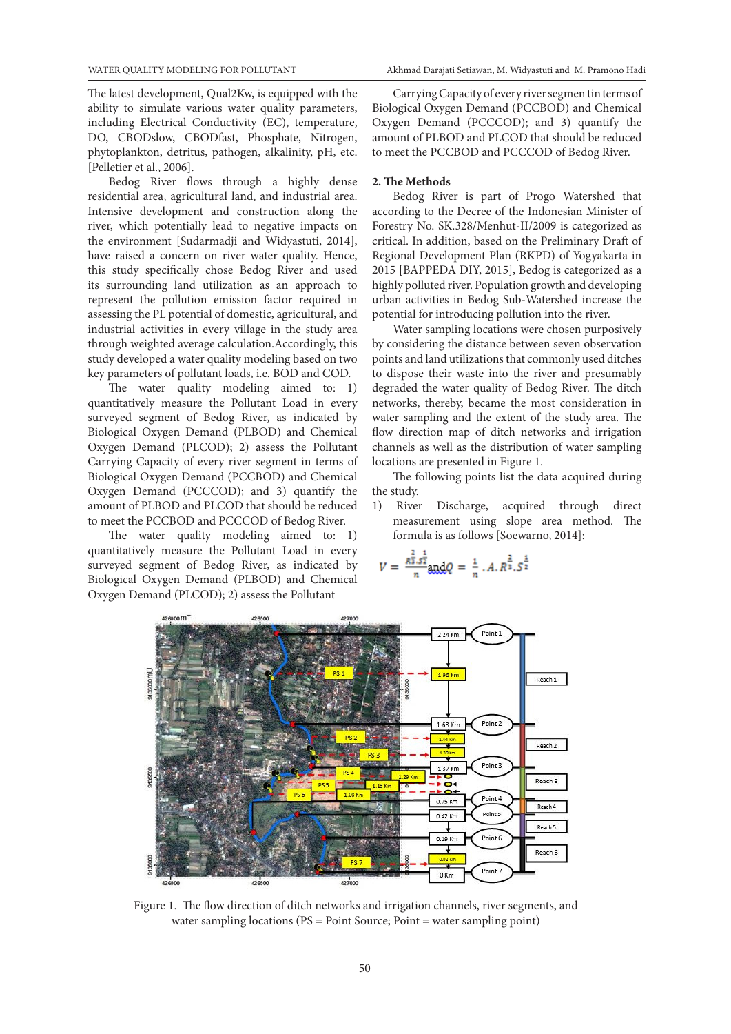The latest development, Qual2Kw, is equipped with the ability to simulate various water quality parameters, including Electrical Conductivity (EC), temperature, DO, CBODslow, CBODfast, Phosphate, Nitrogen, phytoplankton, detritus, pathogen, alkalinity, pH, etc. [Pelletier et al., 2006].

Bedog River flows through a highly dense residential area, agricultural land, and industrial area. Intensive development and construction along the river, which potentially lead to negative impacts on the environment [Sudarmadji and Widyastuti, 2014], have raised a concern on river water quality. Hence, this study specifically chose Bedog River and used its surrounding land utilization as an approach to represent the pollution emission factor required in assessing the PL potential of domestic, agricultural, and industrial activities in every village in the study area through weighted average calculation.Accordingly, this study developed a water quality modeling based on two key parameters of pollutant loads, i.e. BOD and COD.

The water quality modeling aimed to: 1) quantitatively measure the Pollutant Load in every surveyed segment of Bedog River, as indicated by Biological Oxygen Demand (PLBOD) and Chemical Oxygen Demand (PLCOD); 2) assess the Pollutant Carrying Capacity of every river segment in terms of Biological Oxygen Demand (PCCBOD) and Chemical Oxygen Demand (PCCCOD); and 3) quantify the amount of PLBOD and PLCOD that should be reduced to meet the PCCBOD and PCCCOD of Bedog River.

The water quality modeling aimed to: 1) quantitatively measure the Pollutant Load in every surveyed segment of Bedog River, as indicated by Biological Oxygen Demand (PLBOD) and Chemical Oxygen Demand (PLCOD); 2) assess the Pollutant Carrying Capacity of every river segmen tin terms of Biological Oxygen Demand (PCCBOD) and Chemical Oxygen Demand (PCCCOD); and 3) quantify the amount of PLBOD and PLCOD that should be reduced to meet the PCCBOD and PCCCOD of Bedog River.

## 2. The Methods

Bedog River is part of Progo Watershed that according to the Decree of the Indonesian Minister of Forestry No. SK.328/Menhut-II/2009 is categorized as critical. In addition, based on the Preliminary Draft of Regional Development Plan (RKPD) of Yogyakarta in 2015 [BAPPEDA DIY, 2015], Bedog is categorized as a highly polluted river. Population growth and developing urban activities in Bedog Sub-Watershed increase the potential for introducing pollution into the river.

Water sampling locations were chosen purposively by considering the distance between seven observation points and land utilizations that commonly used ditches to dispose their waste into the river and presumably degraded the water quality of Bedog River. The ditch networks, thereby, became the most consideration in water sampling and the extent of the study area. The flow direction map of ditch networks and irrigation channels as well as the distribution of water sampling locations are presented in Figure 1.

The following points list the data acquired during the study.

1) River Discharge, acquired through direct measurement using slope area method. The formula is as follows [Soewarno, 2014]:

$$V = \frac{R^{\frac{2}{3}}.S^{\frac{1}{2}}}{n} \text{ and } Q = \frac{1}{n}.A.R^{\frac{2}{3}}.S^{\frac{1}{2}}$$

Figure 1. The flow direction of ditch networks and irrigation channels, river segments, and water sampling locations (PS = Point Source; Point = water sampling point)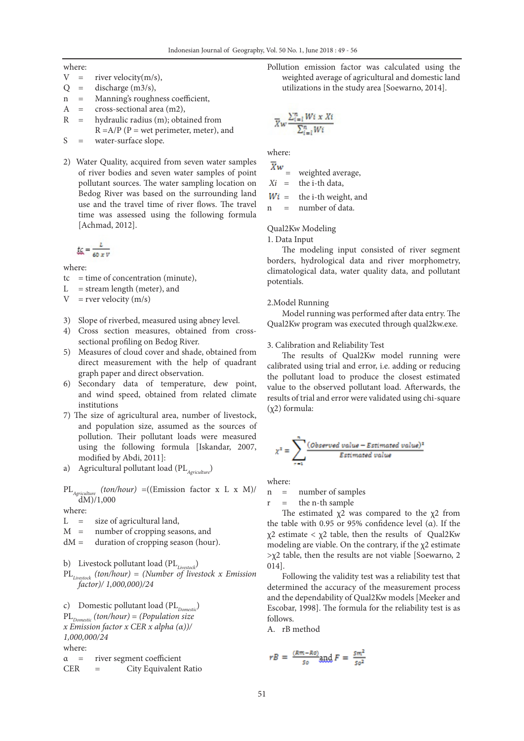where:

- $V$ = river velocity(m/s),
- $Q$ = discharge (m3/s),
- $n$ = Manning's roughness coefficient,
- $A$ = cross-sectional area (m2),
- $R$ = hydraulic radius (m); obtained from $R = A/P$ ($P$ = wet perimeter, meter), and
- $S$ = water-surface slope.

2) Water Quality, acquired from seven water samples of river bodies and seven water samples of point pollutant sources. The water sampling location on Bedog River was based on the surrounding land use and the travel time of river flows. The travel time was assessed using the following formula [Achmad, 2012].

$$tc = \frac{L}{60 \times V}$$

where:

- tc = time of concentration (minute),
- L = stream length (meter), and
- V = rver velocity (m/s)

3) Slope of riverbed, measured using abney level.
4) Cross section measures, obtained from cross-sectional profiling on Bedog River.
5) Measures of cloud cover and shade, obtained from direct measurement with the help of quadrant graph paper and direct observation.
6) Secondary data of temperature, dew point, and wind speed, obtained from related climate institutions
7) The size of agricultural area, number of livestock, and population size, assumed as the sources of pollution. Their pollutant loads were measured using the following formula [Iskandar, 2007, modified by Abdi, 2011]:

a) Agricultural pollutant load ($PL_{Agriculture}$)

$PL_{Agriculture}$ *(ton/hour)* =((Emission factor x L x M)/ dM)/1,000

where:

- L = size of agricultural land,
- M = number of cropping seasons, and
- dM = duration of cropping season (hour).

b) Livestock pollutant load ($PL_{Livestock}$)

$PL_{Livestock}$ *(ton/hour) = (Number of livestock x Emission factor)/ 1,000,000)/24*

c) Domestic pollutant load ($PL_{Domestic}$)

$PL_{Domestic}$ *(ton/hour) = (Population size x Emission factor x CER x alpha (α))/ 1,000,000/24*

where:

- α = river segment coefficient
- CER = City Equivalent Ratio

Pollution emission factor was calculated using the weighted average of agricultural and domestic land utilizations in the study area [Soewarno, 2014].

$$\bar{X}w \frac{\sum_{i=1}^{n} Wi \times Xi}{\sum_{i=1}^{n} Wi}$$

where:

- $\bar{X}w$ = weighted average,
- $Xi$ = the i-th data,
- $Wi$ = the i-th weight, and
- n = number of data.

Qual2Kw Modeling

1. Data Input

The modeling input consisted of river segment borders, hydrological data and river morphometry, climatological data, water quality data, and pollutant potentials.

2.Model Running

Model running was performed after data entry. The Qual2Kw program was executed through qual2kw.exe.

3. Calibration and Reliability Test

The results of Qual2Kw model running were calibrated using trial and error, i.e. adding or reducing the pollutant load to produce the closest estimated value to the observed pollutant load. Afterwards, the results of trial and error were validated using chi-square ($\chi^2$) formula:

$$\chi^2 = \sum_{r=1}^{n} \frac{(Observed\ value - Estimated\ value)^2}{Estimated\ value}$$

where:

- n = number of samples
- r = the n-th sample

The estimated $\chi^2$ was compared to the $\chi^2$ from the table with 0.95 or 95% confidence level (α). If the $\chi^2$ estimate < $\chi^2$ table, then the results of Qual2Kw modeling are viable. On the contrary, if the $\chi^2$ estimate >$\chi^2$ table, then the results are not viable [Soewarno, 2 014].

Following the validity test was a reliability test that determined the accuracy of the measurement process and the dependability of Qual2Kw models [Meeker and Escobar, 1998]. The formula for the reliability test is as follows.

A. rB method

$$rB = \frac{(Rm - Ro)}{So} \text{ and } F = \frac{Sm^2}{So^2}$$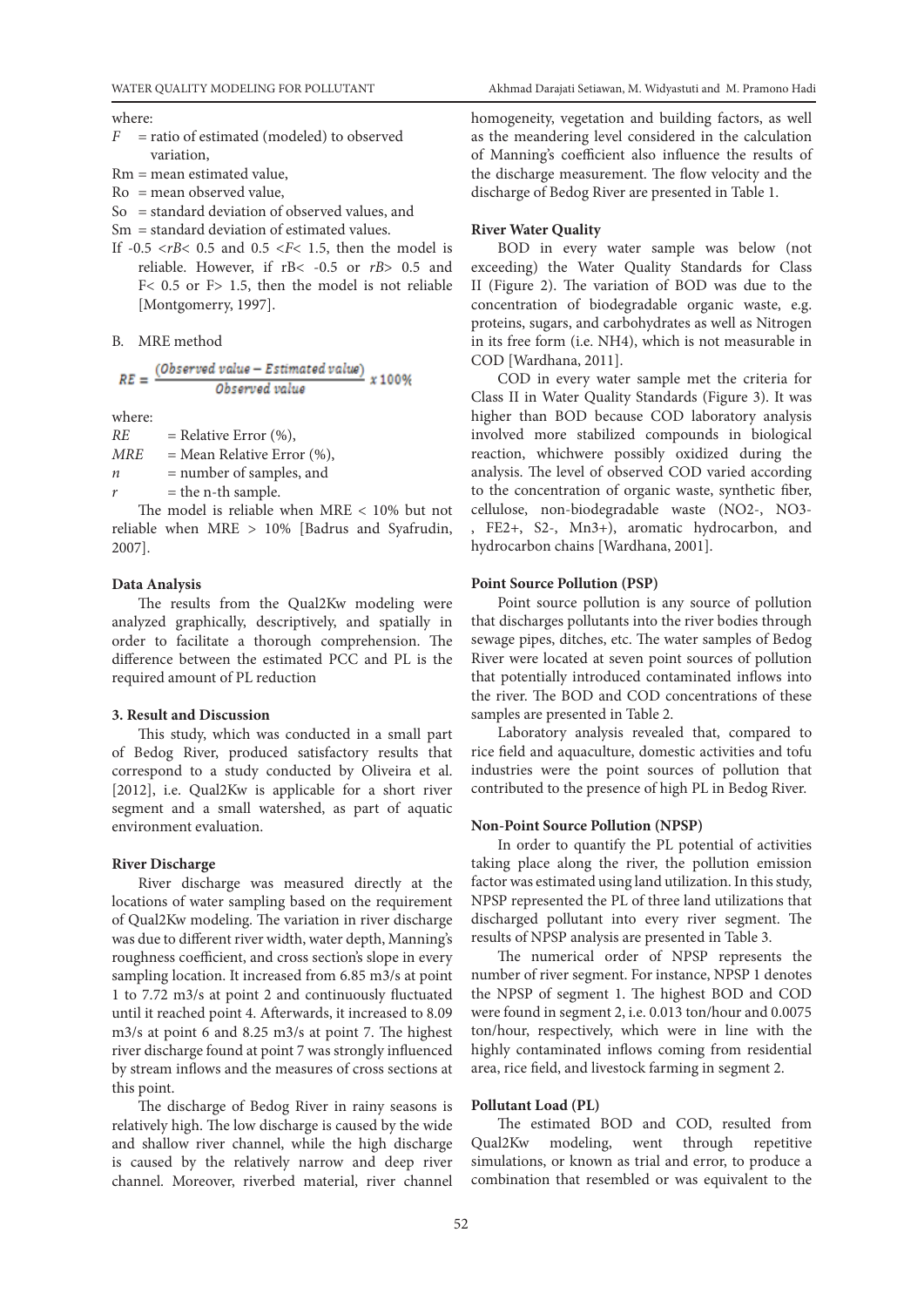where:

$F$ = ratio of estimated (modeled) to observed variation,

Rm = mean estimated value,

Ro = mean observed value,

So = standard deviation of observed values, and

Sm = standard deviation of estimated values.

If -0.5 < $rB$ < 0.5 and 0.5 < $F$ < 1.5, then the model is reliable. However, if rB < -0.5 or $rB$ > 0.5 and F < 0.5 or F > 1.5, then the model is not reliable [Montgomerry, 1997].

B. MRE method

$$RE = \frac{(Observed\ value - Estimated\ value)}{Observed\ value} \times 100\%$$

where:

$RE$ = Relative Error (%),

$MRE$ = Mean Relative Error (%),

$n$ = number of samples, and

$r$ = the n-th sample.

The model is reliable when MRE < 10% but not reliable when MRE > 10% [Badrus and Syafrudin, 2007].

**Data Analysis**

The results from the Qual2Kw modeling were analyzed graphically, descriptively, and spatially in order to facilitate a thorough comprehension. The difference between the estimated PCC and PL is the required amount of PL reduction

**3. Result and Discussion**

This study, which was conducted in a small part of Bedog River, produced satisfactory results that correspond to a study conducted by Oliveira et al. [2012], i.e. Qual2Kw is applicable for a short river segment and a small watershed, as part of aquatic environment evaluation.

**River Discharge**

River discharge was measured directly at the locations of water sampling based on the requirement of Qual2Kw modeling. The variation in river discharge was due to different river width, water depth, Manning's roughness coefficient, and cross section's slope in every sampling location. It increased from 6.85 m3/s at point 1 to 7.72 m3/s at point 2 and continuously fluctuated until it reached point 4. Afterwards, it increased to 8.09 m3/s at point 6 and 8.25 m3/s at point 7. The highest river discharge found at point 7 was strongly influenced by stream inflows and the measures of cross sections at this point.

The discharge of Bedog River in rainy seasons is relatively high. The low discharge is caused by the wide and shallow river channel, while the high discharge is caused by the relatively narrow and deep river channel. Moreover, riverbed material, river channel homogeneity, vegetation and building factors, as well as the meandering level considered in the calculation of Manning's coefficient also influence the results of the discharge measurement. The flow velocity and the discharge of Bedog River are presented in Table 1.

**River Water Quality**

BOD in every water sample was below (not exceeding) the Water Quality Standards for Class II (Figure 2). The variation of BOD was due to the concentration of biodegradable organic waste, e.g. proteins, sugars, and carbohydrates as well as Nitrogen in its free form (i.e. NH4), which is not measurable in COD [Wardhana, 2011].

COD in every water sample met the criteria for Class II in Water Quality Standards (Figure 3). It was higher than BOD because COD laboratory analysis involved more stabilized compounds in biological reaction, whichwere possibly oxidized during the analysis. The level of observed COD varied according to the concentration of organic waste, synthetic fiber, cellulose, non-biodegradable waste (NO2-, NO3-, FE2+, S2-, Mn3+), aromatic hydrocarbon, and hydrocarbon chains [Wardhana, 2001].

**Point Source Pollution (PSP)**

Point source pollution is any source of pollution that discharges pollutants into the river bodies through sewage pipes, ditches, etc. The water samples of Bedog River were located at seven point sources of pollution that potentially introduced contaminated inflows into the river. The BOD and COD concentrations of these samples are presented in Table 2.

Laboratory analysis revealed that, compared to rice field and aquaculture, domestic activities and tofu industries were the point sources of pollution that contributed to the presence of high PL in Bedog River.

**Non-Point Source Pollution (NPSP)**

In order to quantify the PL potential of activities taking place along the river, the pollution emission factor was estimated using land utilization. In this study, NPSP represented the PL of three land utilizations that discharged pollutant into every river segment. The results of NPSP analysis are presented in Table 3.

The numerical order of NPSP represents the number of river segment. For instance, NPSP 1 denotes the NPSP of segment 1. The highest BOD and COD were found in segment 2, i.e. 0.013 ton/hour and 0.0075 ton/hour, respectively, which were in line with the highly contaminated inflows coming from residential area, rice field, and livestock farming in segment 2.

**Pollutant Load (PL)**

The estimated BOD and COD, resulted from Qual2Kw modeling, went through repetitive simulations, or known as trial and error, to produce a combination that resembled or was equivalent to the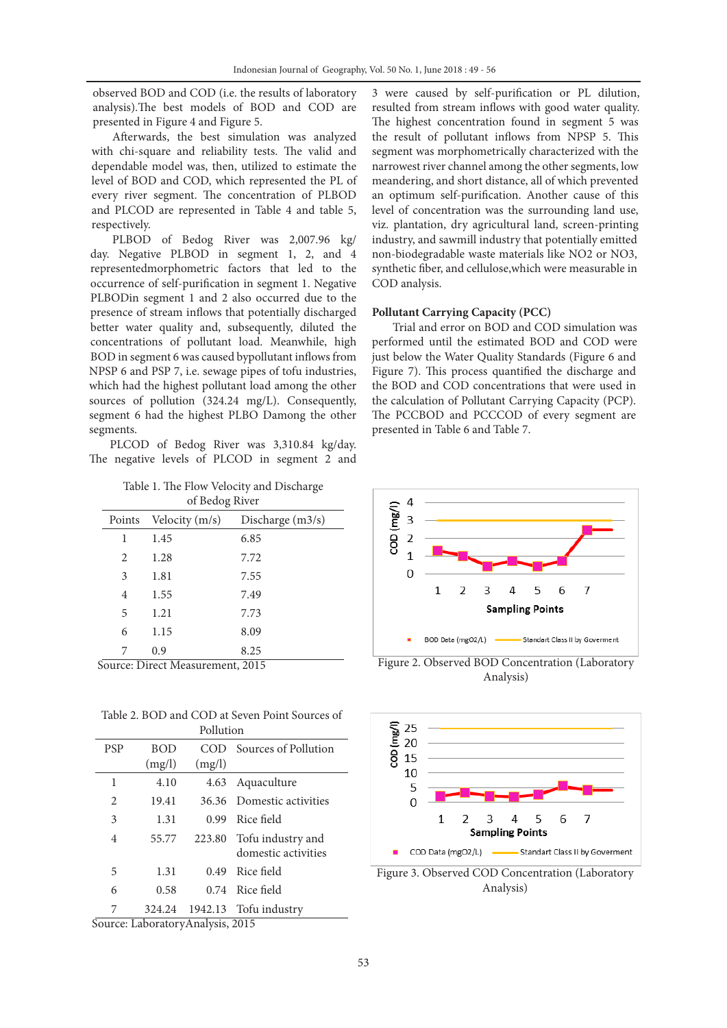observed BOD and COD (i.e. the results of laboratory analysis).The best models of BOD and COD are presented in Figure 4 and Figure 5.

Afterwards, the best simulation was analyzed with chi-square and reliability tests. The valid and dependable model was, then, utilized to estimate the level of BOD and COD, which represented the PL of every river segment. The concentration of PLBOD and PLCOD are represented in Table 4 and table 5, respectively.

PLBOD of Bedog River was 2,007.96 kg/day. Negative PLBOD in segment 1, 2, and 4 representedmorphometric factors that led to the occurrence of self-purification in segment 1. Negative PLBODin segment 1 and 2 also occurred due to the presence of stream inflows that potentially discharged better water quality and, subsequently, diluted the concentrations of pollutant load. Meanwhile, high BOD in segment 6 was caused bypollutant inflows from NPSP 6 and PSP 7, i.e. sewage pipes of tofu industries, which had the highest pollutant load among the other sources of pollution (324.24 mg/L). Consequently, segment 6 had the highest PLBO Damong the other segments.

PLCOD of Bedog River was 3,310.84 kg/day. The negative levels of PLCOD in segment 2 and 3 were caused by self-purification or PL dilution, resulted from stream inflows with good water quality. The highest concentration found in segment 5 was the result of pollutant inflows from NPSP 5. This segment was morphometrically characterized with the narrowest river channel among the other segments, low meandering, and short distance, all of which prevented an optimum self-purification. Another cause of this level of concentration was the surrounding land use, viz. plantation, dry agricultural land, screen-printing industry, and sawmill industry that potentially emitted non-biodegradable waste materials like $NO2$ or $NO3$, synthetic fiber, and cellulose,which were measurable in COD analysis.

**Pollutant Carrying Capacity (PCC)**

Trial and error on BOD and COD simulation was performed until the estimated BOD and COD were just below the Water Quality Standards (Figure 6 and Figure 7). This process quantified the discharge and the BOD and COD concentrations that were used in the calculation of Pollutant Carrying Capacity (PCP). The PCCBOD and PCCCOD of every segment are presented in Table 6 and Table 7.

Table 1. The Flow Velocity and Discharge of Bedog River

| Points | Velocity (m/s) | Discharge (m3/s) |
|---|---|---|
| 1 | 1.45 | 6.85 |
| 2 | 1.28 | 7.72 |
| 3 | 1.81 | 7.55 |
| 4 | 1.55 | 7.49 |
| 5 | 1.21 | 7.73 |
| 6 | 1.15 | 8.09 |
| 7 | 0.9 | 8.25 |

Source: Direct Measurement, 2015

Figure 2. Observed BOD Concentration (Laboratory Analysis)

Table 2. BOD and COD at Seven Point Sources of Pollution

| PSP | BOD (mg/l) | COD (mg/l) | Sources of Pollution |
|---|---|---|---|
| 1 | 4.10 | 4.63 | Aquaculture |
| 2 | 19.41 | 36.36 | Domestic activities |
| 3 | 1.31 | 0.99 | Rice field |
| 4 | 55.77 | 223.80 | Tofu industry and domestic activities |
| 5 | 1.31 | 0.49 | Rice field |
| 6 | 0.58 | 0.74 | Rice field |
| 7 | 324.24 | 1942.13 | Tofu industry |

Source: LaboratoryAnalysis, 2015

Figure 3. Observed COD Concentration (Laboratory Analysis)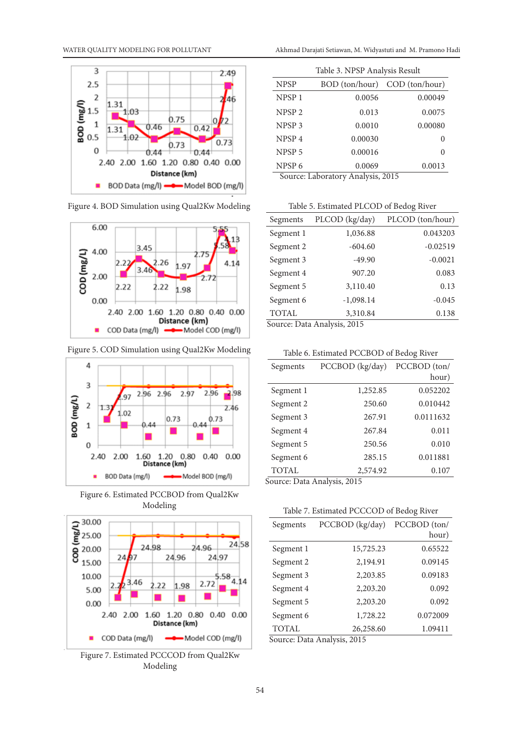Figure 4. BOD Simulation using Qual2Kw Modeling

Figure 5. COD Simulation using Qual2Kw Modeling

Figure 6. Estimated PCCBOD from Qual2Kw Modeling

Figure 7. Estimated PCCCOD from Qual2Kw Modeling

Table 3. NPSP Analysis Result

| NPSP | BOD (ton/hour) | COD (ton/hour) |
|---|---|---|
| NPSP 1 | 0.0056 | 0.00049 |
| NPSP 2 | 0.013 | 0.0075 |
| NPSP 3 | 0.0010 | 0.00080 |
| NPSP 4 | 0.00030 | 0 |
| NPSP 5 | 0.00016 | 0 |
| NPSP 6 | 0.0069 | 0.0013 |

Source: Laboratory Analysis, 2015

Table 5. Estimated PLCOD of Bedog River

| Segments | PLCOD (kg/day) | PLCOD (ton/hour) |
|---|---|---|
| Segment 1 | 1,036.88 | 0.043203 |
| Segment 2 | -604.60 | -0.02519 |
| Segment 3 | -49.90 | -0.0021 |
| Segment 4 | 907.20 | 0.083 |
| Segment 5 | 3,110.40 | 0.13 |
| Segment 6 | -1,098.14 | -0.045 |
| TOTAL | 3,310.84 | 0.138 |

Source: Data Analysis, 2015

Table 6. Estimated PCCBOD of Bedog River

| Segments | PCCBOD (kg/day) | PCCBOD (ton/hour) |
|---|---|---|
| Segment 1 | 1,252.85 | 0.052202 |
| Segment 2 | 250.60 | 0.010442 |
| Segment 3 | 267.91 | 0.0111632 |
| Segment 4 | 267.84 | 0.011 |
| Segment 5 | 250.56 | 0.010 |
| Segment 6 | 285.15 | 0.011881 |
| TOTAL | 2,574.92 | 0.107 |

Source: Data Analysis, 2015

Table 7. Estimated PCCCOD of Bedog River

| Segments | PCCBOD (kg/day) | PCCBOD (ton/hour) |
|---|---|---|
| Segment 1 | 15,725.23 | 0.65522 |
| Segment 2 | 2,194.91 | 0.09145 |
| Segment 3 | 2,203.85 | 0.09183 |
| Segment 4 | 2,203.20 | 0.092 |
| Segment 5 | 2,203.20 | 0.092 |
| Segment 6 | 1,728.22 | 0.072009 |
| TOTAL | 26,258.60 | 1.09411 |

Source: Data Analysis, 2015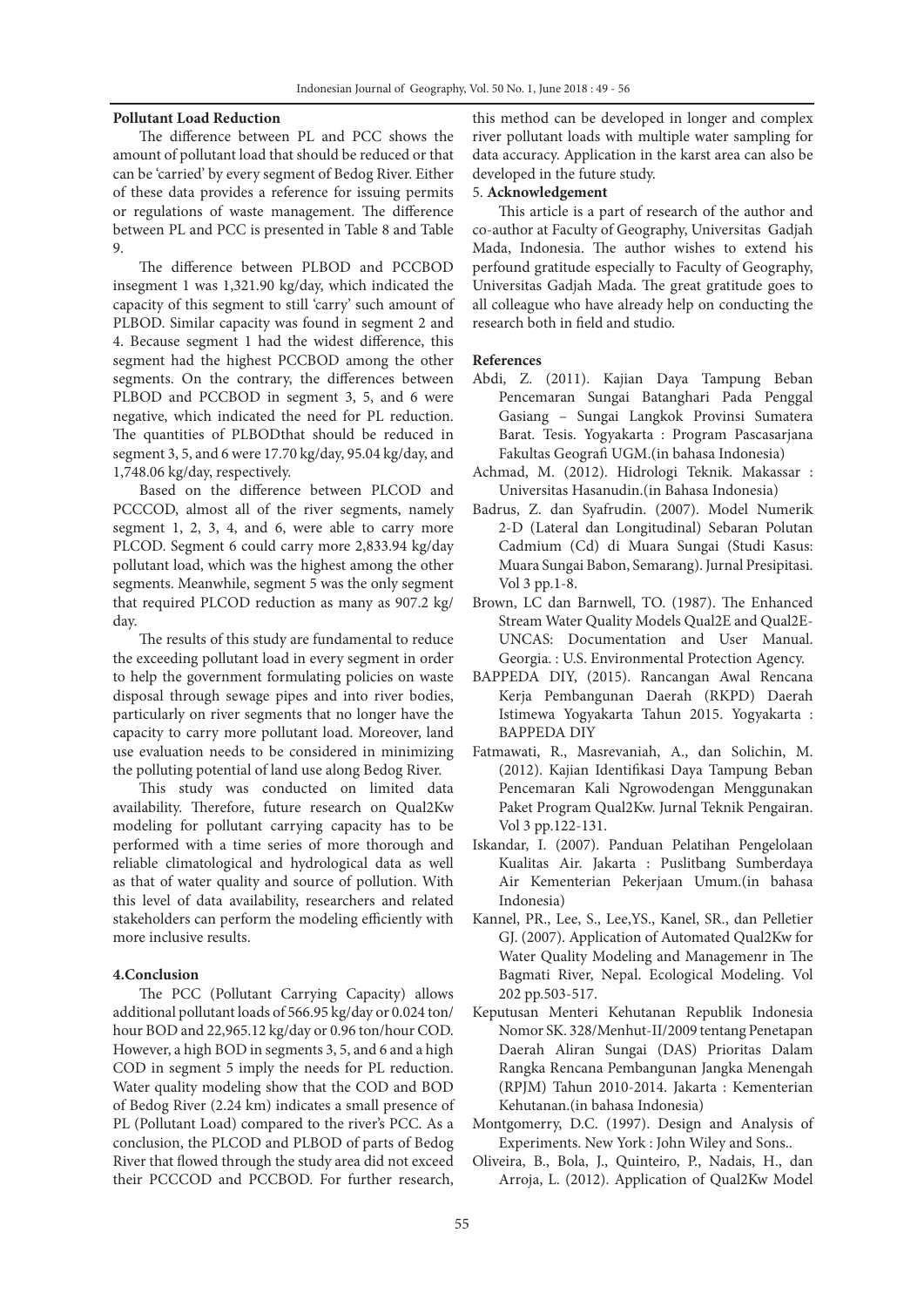**Pollutant Load Reduction**

The difference between PL and PCC shows the amount of pollutant load that should be reduced or that can be 'carried' by every segment of Bedog River. Either of these data provides a reference for issuing permits or regulations of waste management. The difference between PL and PCC is presented in Table 8 and Table 9.

The difference between PLBOD and PCCBOD insegment 1 was 1,321.90 kg/day, which indicated the capacity of this segment to still 'carry' such amount of PLBOD. Similar capacity was found in segment 2 and 4. Because segment 1 had the widest difference, this segment had the highest PCCBOD among the other segments. On the contrary, the differences between PLBOD and PCCBOD in segment 3, 5, and 6 were negative, which indicated the need for PL reduction. The quantities of PLBODthat should be reduced in segment 3, 5, and 6 were 17.70 kg/day, 95.04 kg/day, and 1,748.06 kg/day, respectively.

Based on the difference between PLCOD and PCCCOD, almost all of the river segments, namely segment 1, 2, 3, 4, and 6, were able to carry more PLCOD. Segment 6 could carry more 2,833.94 kg/day pollutant load, which was the highest among the other segments. Meanwhile, segment 5 was the only segment that required PLCOD reduction as many as 907.2 kg/day.

The results of this study are fundamental to reduce the exceeding pollutant load in every segment in order to help the government formulating policies on waste disposal through sewage pipes and into river bodies, particularly on river segments that no longer have the capacity to carry more pollutant load. Moreover, land use evaluation needs to be considered in minimizing the polluting potential of land use along Bedog River.

This study was conducted on limited data availability. Therefore, future research on Qual2Kw modeling for pollutant carrying capacity has to be performed with a time series of more thorough and reliable climatological and hydrological data as well as that of water quality and source of pollution. With this level of data availability, researchers and related stakeholders can perform the modeling efficiently with more inclusive results.

## 4.Conclusion

The PCC (Pollutant Carrying Capacity) allows additional pollutant loads of 566.95 kg/day or 0.024 ton/hour BOD and 22,965.12 kg/day or 0.96 ton/hour COD. However, a high BOD in segments 3, 5, and 6 and a high COD in segment 5 imply the needs for PL reduction. Water quality modeling show that the COD and BOD of Bedog River (2.24 km) indicates a small presence of PL (Pollutant Load) compared to the river's PCC. As a conclusion, the PLCOD and PLBOD of parts of Bedog River that flowed through the study area did not exceed their PCCCOD and PCCBOD. For further research, this method can be developed in longer and complex river pollutant loads with multiple water sampling for data accuracy. Application in the karst area can also be developed in the future study.

## 5. Acknowledgement

This article is a part of research of the author and co-author at Faculty of Geography, Universitas Gadjah Mada, Indonesia. The author wishes to extend his perfound gratitude especially to Faculty of Geography, Universitas Gadjah Mada. The great gratitude goes to all colleague who have already help on conducting the research both in field and studio.

## References

Abdi, Z. (2011). Kajian Daya Tampung Beban Pencemaran Sungai Batanghari Pada Penggal Gasiang – Sungai Langkok Provinsi Sumatera Barat. Tesis. Yogyakarta : Program Pascasarjana Fakultas Geografi UGM.(in bahasa Indonesia)

Achmad, M. (2012). Hidrologi Teknik. Makassar : Universitas Hasanudin.(in Bahasa Indonesia)

Badrus, Z. dan Syafrudin. (2007). Model Numerik 2-D (Lateral dan Longitudinal) Sebaran Polutan Cadmium (Cd) di Muara Sungai (Studi Kasus: Muara Sungai Babon, Semarang). Jurnal Presipitasi. Vol 3 pp.1-8.

Brown, LC dan Barnwell, TO. (1987). The Enhanced Stream Water Quality Models Qual2E and Qual2E-UNCAS: Documentation and User Manual. Georgia. : U.S. Environmental Protection Agency.

BAPPEDA DIY, (2015). Rancangan Awal Rencana Kerja Pembangunan Daerah (RKPD) Daerah Istimewa Yogyakarta Tahun 2015. Yogyakarta : BAPPEDA DIY

Fatmawati, R., Masrevaniah, A., dan Solichin, M. (2012). Kajian Identifikasi Daya Tampung Beban Pencemaran Kali Ngrowodengan Menggunakan Paket Program Qual2Kw. Jurnal Teknik Pengairan. Vol 3 pp.122-131.

Iskandar, I. (2007). Panduan Pelatihan Pengelolaan Kualitas Air. Jakarta : Puslitbang Sumberdaya Air Kementerian Pekerjaan Umum.(in bahasa Indonesia)

Kannel, PR., Lee, S., Lee,YS., Kanel, SR., dan Pelletier GJ. (2007). Application of Automated Qual2Kw for Water Quality Modeling and Managemenr in The Bagmati River, Nepal. Ecological Modeling. Vol 202 pp.503-517.

Keputusan Menteri Kehutanan Republik Indonesia Nomor SK. 328/Menhut-II/2009 tentang Penetapan Daerah Aliran Sungai (DAS) Prioritas Dalam Rangka Rencana Pembangunan Jangka Menengah (RPJM) Tahun 2010-2014. Jakarta : Kementerian Kehutanan.(in bahasa Indonesia)

Montgomerry, D.C. (1997). Design and Analysis of Experiments. New York : John Wiley and Sons..

Oliveira, B., Bola, J., Quinteiro, P., Nadais, H., dan Arroja, L. (2012). Application of Qual2Kw Model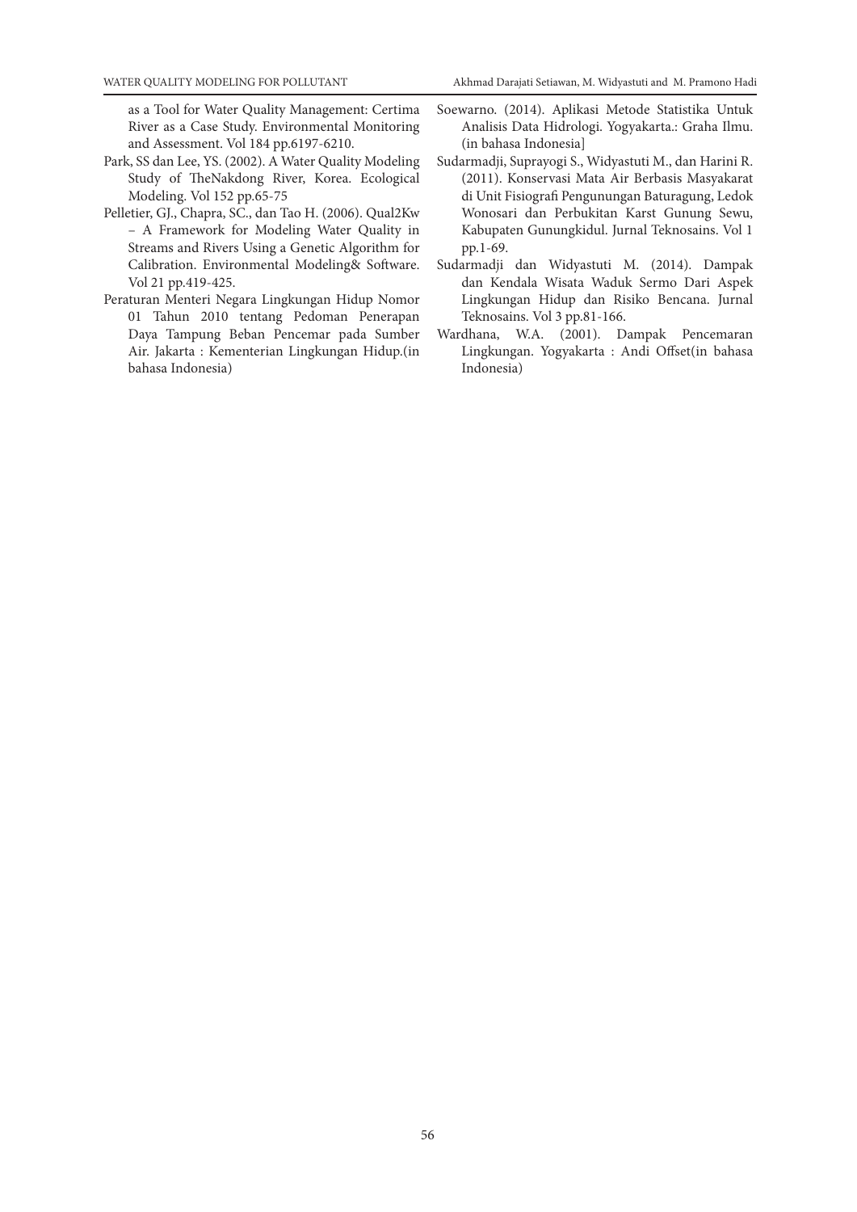as a Tool for Water Quality Management: Certima River as a Case Study. Environmental Monitoring and Assessment. Vol 184 pp.6197-6210.

Park, SS dan Lee, YS. (2002). A Water Quality Modeling Study of TheNakdong River, Korea. Ecological Modeling. Vol 152 pp.65-75

Pelletier, GJ., Chapra, SC., dan Tao H. (2006). Qual2Kw – A Framework for Modeling Water Quality in Streams and Rivers Using a Genetic Algorithm for Calibration. Environmental Modeling& Software. Vol 21 pp.419-425.

Peraturan Menteri Negara Lingkungan Hidup Nomor 01 Tahun 2010 tentang Pedoman Penerapan Daya Tampung Beban Pencemar pada Sumber Air. Jakarta : Kementerian Lingkungan Hidup.(in bahasa Indonesia)

Soewarno. (2014). Aplikasi Metode Statistika Untuk Analisis Data Hidrologi. Yogyakarta.: Graha Ilmu. (in bahasa Indonesia]

Sudarmadji, Suprayogi S., Widyastuti M., dan Harini R. (2011). Konservasi Mata Air Berbasis Masyakarat di Unit Fisiografi Pengunungan Baturagung, Ledok Wonosari dan Perbukitan Karst Gunung Sewu, Kabupaten Gunungkidul. Jurnal Teknosains. Vol 1 pp.1-69.

Sudarmadji dan Widyastuti M. (2014). Dampak dan Kendala Wisata Waduk Sermo Dari Aspek Lingkungan Hidup dan Risiko Bencana. Jurnal Teknosains. Vol 3 pp.81-166.

Wardhana, W.A. (2001). Dampak Pencemaran Lingkungan. Yogyakarta : Andi Offset(in bahasa Indonesia)